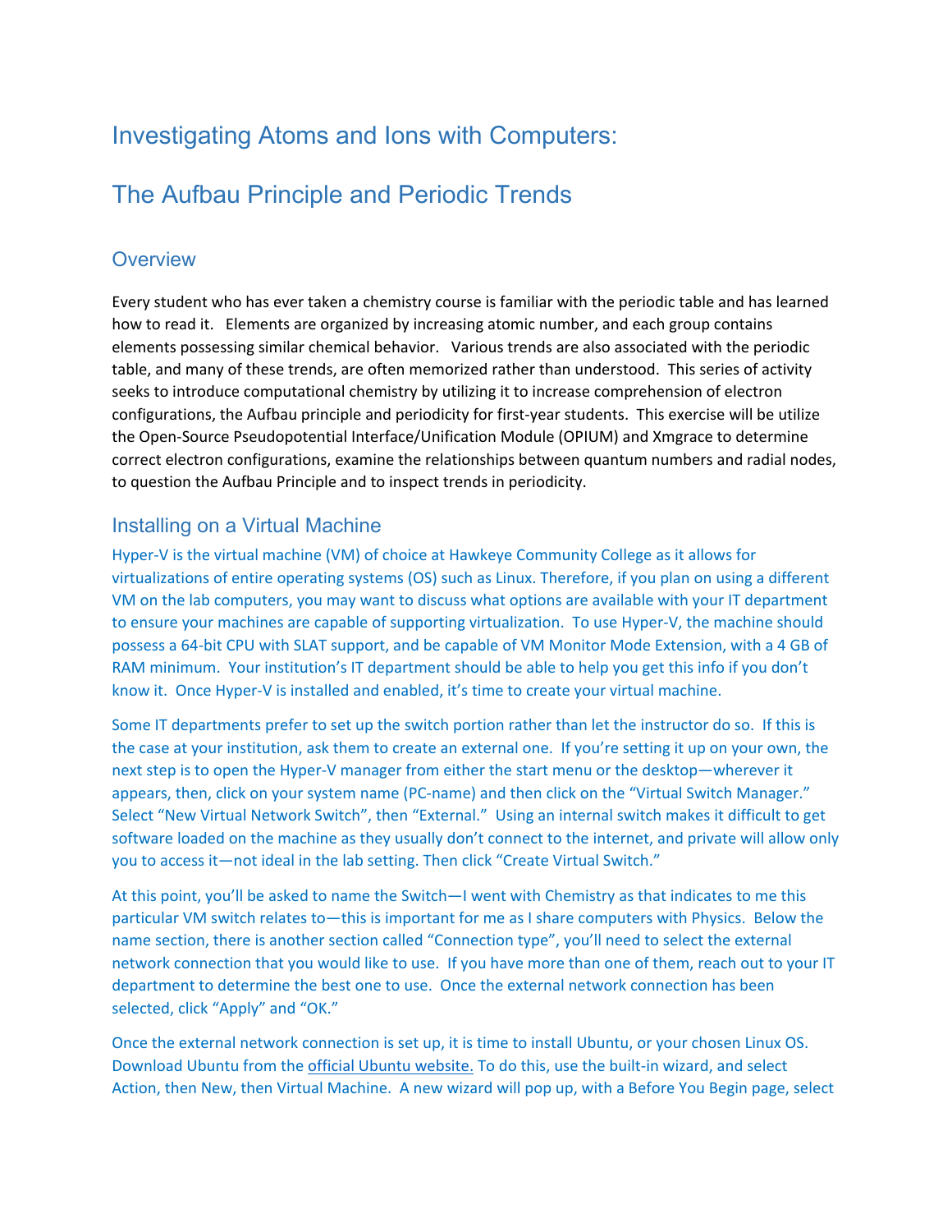# Investigating Atoms and Ions with Computers:

# The Aufbau Principle and Periodic Trends

## Overview

Every student who has ever taken a chemistry course is familiar with the periodic table and has learned how to read it. Elements are organized by increasing atomic number, and each group contains elements possessing similar chemical behavior. Various trends are also associated with the periodic table, and many of these trends, are often memorized rather than understood. This series of activity seeks to introduce computational chemistry by utilizing it to increase comprehension of electron configurations, the Aufbau principle and periodicity for first-year students. This exercise will be utilize the Open-Source Pseudopotential Interface/Unification Module (OPIUM) and Xmgrace to determine correct electron configurations, examine the relationships between quantum numbers and radial nodes, to question the Aufbau Principle and to inspect trends in periodicity.

## Installing on a Virtual Machine

Hyper-V is the virtual machine (VM) of choice at Hawkeye Community College as it allows for virtualizations of entire operating systems (OS) such as Linux. Therefore, if you plan on using a different VM on the lab computers, you may want to discuss what options are available with your IT department to ensure your machines are capable of supporting virtualization. To use Hyper-V, the machine should possess a 64-bit CPU with SLAT support, and be capable of VM Monitor Mode Extension, with a 4 GB of RAM minimum. Your institution's IT department should be able to help you get this info if you don't know it. Once Hyper-V is installed and enabled, it's time to create your virtual machine.

Some IT departments prefer to set up the switch portion rather than let the instructor do so. If this is the case at your institution, ask them to create an external one. If you're setting it up on your own, the next step is to open the Hyper-V manager from either the start menu or the desktop—wherever it appears, then, click on your system name (PC-name) and then click on the "Virtual Switch Manager." Select "New Virtual Network Switch", then "External." Using an internal switch makes it difficult to get software loaded on the machine as they usually don't connect to the internet, and private will allow only you to access it—not ideal in the lab setting. Then click "Create Virtual Switch."

At this point, you'll be asked to name the Switch—I went with Chemistry as that indicates to me this particular VM switch relates to—this is important for me as I share computers with Physics. Below the name section, there is another section called "Connection type", you'll need to select the external network connection that you would like to use. If you have more than one of them, reach out to your IT department to determine the best one to use. Once the external network connection has been selected, click "Apply" and "OK."

Once the external network connection is set up, it is time to install Ubuntu, or your chosen Linux OS. Download Ubuntu from the official Ubuntu website. To do this, use the built-in wizard, and select Action, then New, then Virtual Machine. A new wizard will pop up, with a Before You Begin page, select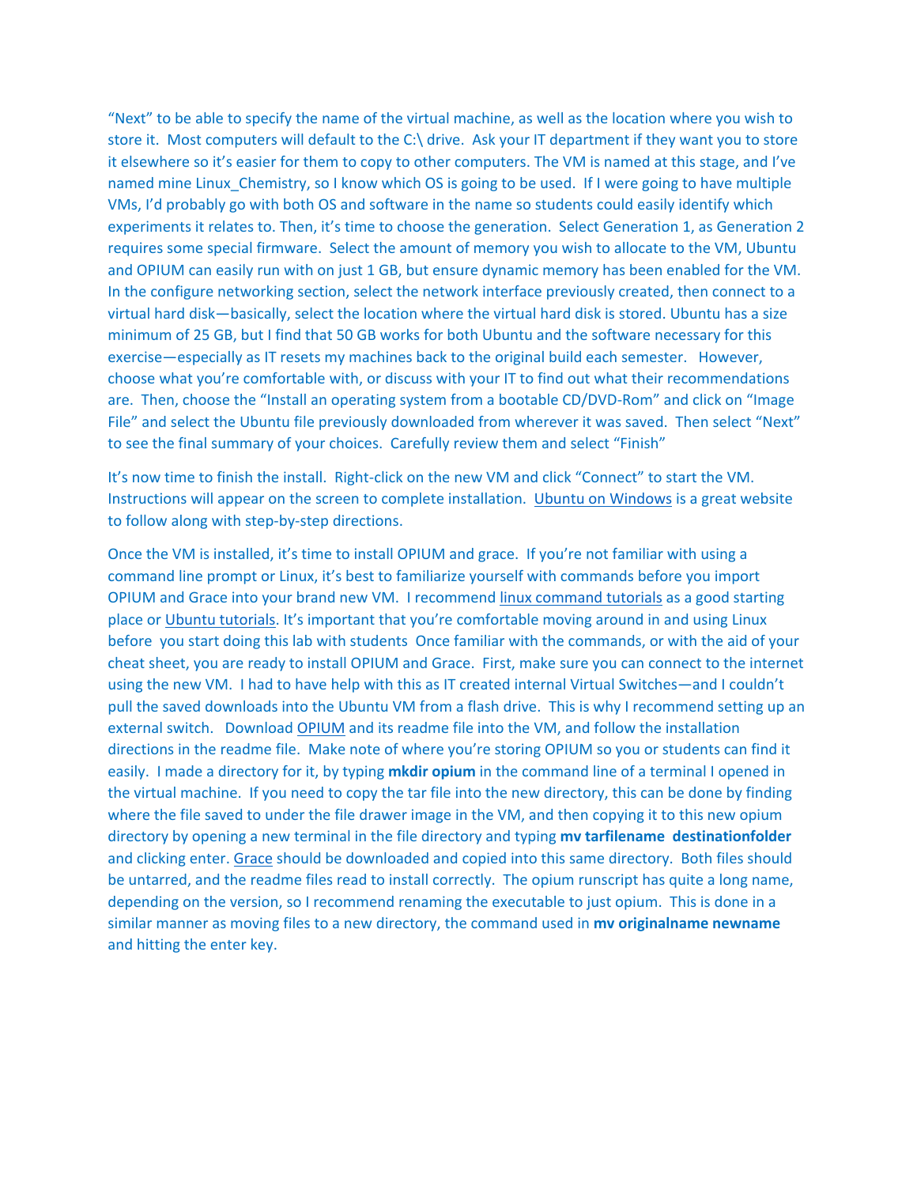"Next" to be able to specify the name of the virtual machine, as well as the location where you wish to store it. Most computers will default to the C:\ drive. Ask your IT department if they want you to store it elsewhere so it's easier for them to copy to other computers. The VM is named at this stage, and I've named mine Linux_Chemistry, so I know which OS is going to be used. If I were going to have multiple VMs, I'd probably go with both OS and software in the name so students could easily identify which experiments it relates to. Then, it's time to choose the generation. Select Generation 1, as Generation 2 requires some special firmware. Select the amount of memory you wish to allocate to the VM, Ubuntu and OPIUM can easily run with on just 1 GB, but ensure dynamic memory has been enabled for the VM. In the configure networking section, select the network interface previously created, then connect to a virtual hard disk—basically, select the location where the virtual hard disk is stored. Ubuntu has a size minimum of 25 GB, but I find that 50 GB works for both Ubuntu and the software necessary for this exercise—especially as IT resets my machines back to the original build each semester. However, choose what you're comfortable with, or discuss with your IT to find out what their recommendations are. Then, choose the "Install an operating system from a bootable CD/DVD-Rom" and click on "Image File" and select the Ubuntu file previously downloaded from wherever it was saved. Then select "Next" to see the final summary of your choices. Carefully review them and select "Finish"

It's now time to finish the install. Right-click on the new VM and click "Connect" to start the VM. Instructions will appear on the screen to complete installation. Ubuntu on Windows is a great website to follow along with step-by-step directions.

Once the VM is installed, it's time to install OPIUM and grace. If you're not familiar with using a command line prompt or Linux, it's best to familiarize yourself with commands before you import OPIUM and Grace into your brand new VM. I recommend linux command tutorials as a good starting place or Ubuntu tutorials. It's important that you're comfortable moving around in and using Linux before you start doing this lab with students Once familiar with the commands, or with the aid of your cheat sheet, you are ready to install OPIUM and Grace. First, make sure you can connect to the internet using the new VM. I had to have help with this as IT created internal Virtual Switches—and I couldn't pull the saved downloads into the Ubuntu VM from a flash drive. This is why I recommend setting up an external switch. Download OPIUM and its readme file into the VM, and follow the installation directions in the readme file. Make note of where you're storing OPIUM so you or students can find it easily. I made a directory for it, by typing **mkdir opium** in the command line of a terminal I opened in the virtual machine. If you need to copy the tar file into the new directory, this can be done by finding where the file saved to under the file drawer image in the VM, and then copying it to this new opium directory by opening a new terminal in the file directory and typing **mv tarfilename destinationfolder** and clicking enter. Grace should be downloaded and copied into this same directory. Both files should be untarred, and the readme files read to install correctly. The opium runscript has quite a long name, depending on the version, so I recommend renaming the executable to just opium. This is done in a similar manner as moving files to a new directory, the command used in **mv originalname newname** and hitting the enter key.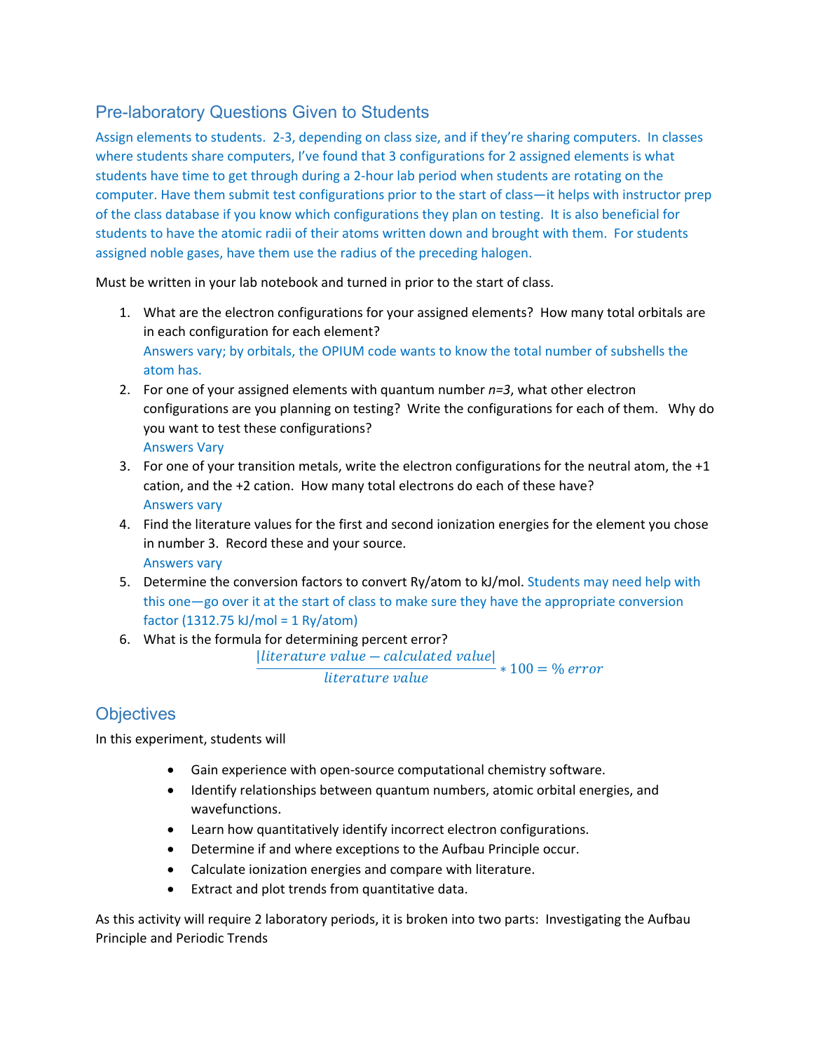## Pre-laboratory Questions Given to Students

Assign elements to students. 2-3, depending on class size, and if they're sharing computers. In classes where students share computers, I've found that 3 configurations for 2 assigned elements is what students have time to get through during a 2-hour lab period when students are rotating on the computer. Have them submit test configurations prior to the start of class—it helps with instructor prep of the class database if you know which configurations they plan on testing. It is also beneficial for students to have the atomic radii of their atoms written down and brought with them. For students assigned noble gases, have them use the radius of the preceding halogen.

Must be written in your lab notebook and turned in prior to the start of class.

1. What are the electron configurations for your assigned elements? How many total orbitals are in each configuration for each element?
   Answers vary; by orbitals, the OPIUM code wants to know the total number of subshells the atom has.
2. For one of your assigned elements with quantum number *n=3*, what other electron configurations are you planning on testing? Write the configurations for each of them. Why do you want to test these configurations?
   Answers Vary
3. For one of your transition metals, write the electron configurations for the neutral atom, the +1 cation, and the +2 cation. How many total electrons do each of these have?
   Answers vary
4. Find the literature values for the first and second ionization energies for the element you chose in number 3. Record these and your source.
   Answers vary
5. Determine the conversion factors to convert Ry/atom to kJ/mol. Students may need help with this one—go over it at the start of class to make sure they have the appropriate conversion factor (1312.75 kJ/mol = 1 Ry/atom)
6. What is the formula for determining percent error?

$$\frac{|literature\ value - calculated\ value|}{literature\ value} * 100 = \%\ error$$

## Objectives

In this experiment, students will

- Gain experience with open-source computational chemistry software.
- Identify relationships between quantum numbers, atomic orbital energies, and wavefunctions.
- Learn how quantitatively identify incorrect electron configurations.
- Determine if and where exceptions to the Aufbau Principle occur.
- Calculate ionization energies and compare with literature.
- Extract and plot trends from quantitative data.

As this activity will require 2 laboratory periods, it is broken into two parts: Investigating the Aufbau Principle and Periodic Trends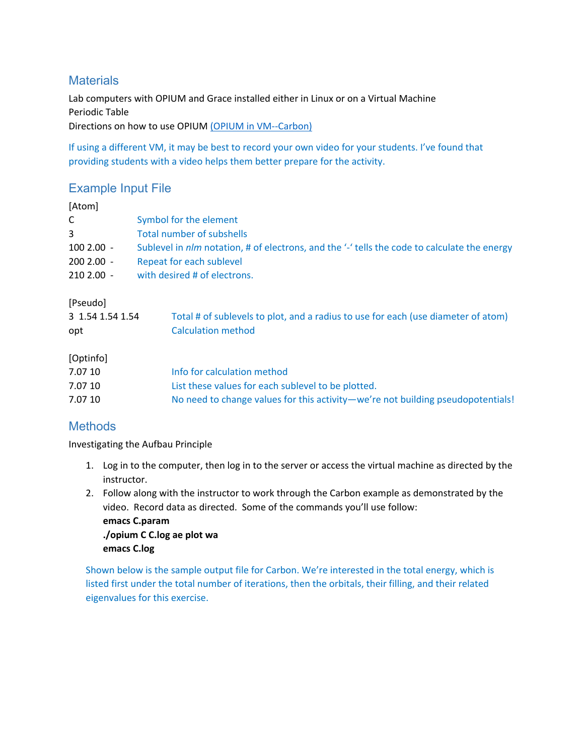## Materials

Lab computers with OPIUM and Grace installed either in Linux or on a Virtual Machine
Periodic Table
Directions on how to use OPIUM (OPIUM in VM--Carbon)

If using a different VM, it may be best to record your own video for your students. I've found that providing students with a video helps them better prepare for the activity.

## Example Input File

| | |
|---|---|
| [Atom] | |
| C | Symbol for the element |
| 3 | Total number of subshells |
| 100 2.00 - | Sublevel in *nlm* notation, # of electrons, and the '-' tells the code to calculate the energy |
| 200 2.00 - | Repeat for each sublevel |
| 210 2.00 - | with desired # of electrons. |

| | |
|---|---|
| [Pseudo] | |
| 3 1.54 1.54 1.54 | Total # of sublevels to plot, and a radius to use for each (use diameter of atom) |
| opt | Calculation method |

| | |
|---|---|
| [Optinfo] | |
| 7.07 10 | Info for calculation method |
| 7.07 10 | List these values for each sublevel to be plotted. |
| 7.07 10 | No need to change values for this activity—we're not building pseudopotentials! |

## Methods

Investigating the Aufbau Principle

1. Log in to the computer, then log in to the server or access the virtual machine as directed by the instructor.
2. Follow along with the instructor to work through the Carbon example as demonstrated by the video. Record data as directed. Some of the commands you'll use follow:
   **emacs C.param**
   **./opium C C.log ae plot wa**
   **emacs C.log**

   Shown below is the sample output file for Carbon. We're interested in the total energy, which is listed first under the total number of iterations, then the orbitals, their filling, and their related eigenvalues for this exercise.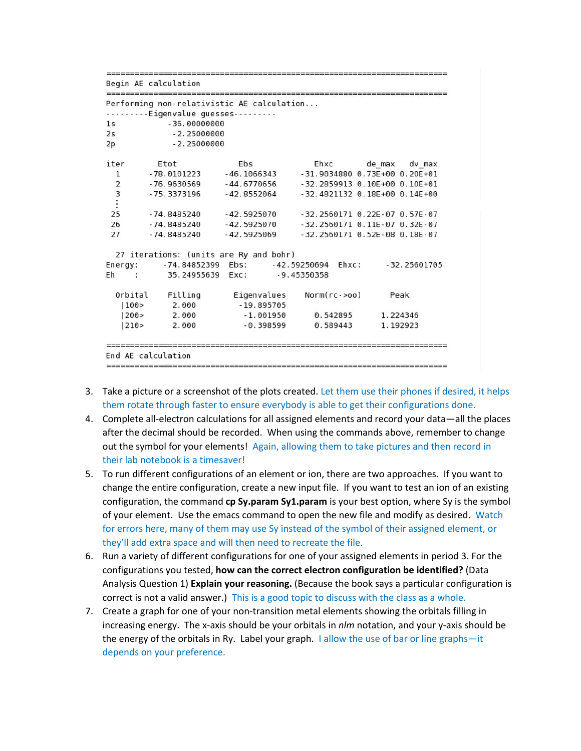```
========================================================================
Begin AE calculation
========================================================================
Performing non-relativistic AE calculation...
---------Eigenvalue guesses---------
1s          -36.00000000
2s           -2.25000000
2p           -2.25000000

iter       Etot            Ebs            Ehxc        de_max   dv_max
  1     -78.0101223    -46.1066343    -31.9034880  0.73E+00 0.20E+01
  2     -76.9630569    -44.6770656    -32.2859913  0.10E+00 0.10E+01
  3     -75.3373196    -42.8552064    -32.4821132  0.18E+00 0.14E+00
  ⋮
 25     -74.8485240    -42.5925070    -32.2560171  0.22E-07 0.57E-07
 26     -74.8485240    -42.5925070    -32.2560171  0.11E-07 0.32E-07
 27     -74.8485240    -42.5925069    -32.2560171  0.52E-08 0.18E-07

  27 iterations: (units are Ry and bohr)
Energy:      -74.84852399  Ebs:      -42.59250694  Ehxc:      -32.25601705
Eh     :      35.24955639  Exc:       -9.45350358

  Orbital    Filling       Eigenvalues    Norm(rc->oo)      Peak
   |100>       2.000        -19.895705
   |200>       2.000         -1.001950      0.542895      1.224346
   |210>       2.000         -0.398599      0.589443      1.192923

========================================================================
End AE calculation
========================================================================
```

3. Take a picture or a screenshot of the plots created. Let them use their phones if desired, it helps them rotate through faster to ensure everybody is able to get their configurations done.
4. Complete all-electron calculations for all assigned elements and record your data—all the places after the decimal should be recorded. When using the commands above, remember to change out the symbol for your elements! Again, allowing them to take pictures and then record in their lab notebook is a timesaver!
5. To run different configurations of an element or ion, there are two approaches. If you want to change the entire configuration, create a new input file. If you want to test an ion of an existing configuration, the command **cp Sy.param Sy1.param** is your best option, where Sy is the symbol of your element. Use the emacs command to open the new file and modify as desired. Watch for errors here, many of them may use Sy instead of the symbol of their assigned element, or they'll add extra space and will then need to recreate the file.
6. Run a variety of different configurations for one of your assigned elements in period 3. For the configurations you tested, **how can the correct electron configuration be identified?** (Data Analysis Question 1) **Explain your reasoning.** (Because the book says a particular configuration is correct is not a valid answer.) This is a good topic to discuss with the class as a whole.
7. Create a graph for one of your non-transition metal elements showing the orbitals filling in increasing energy. The x-axis should be your orbitals in *nlm* notation, and your y-axis should be the energy of the orbitals in Ry. Label your graph. I allow the use of bar or line graphs—it depends on your preference.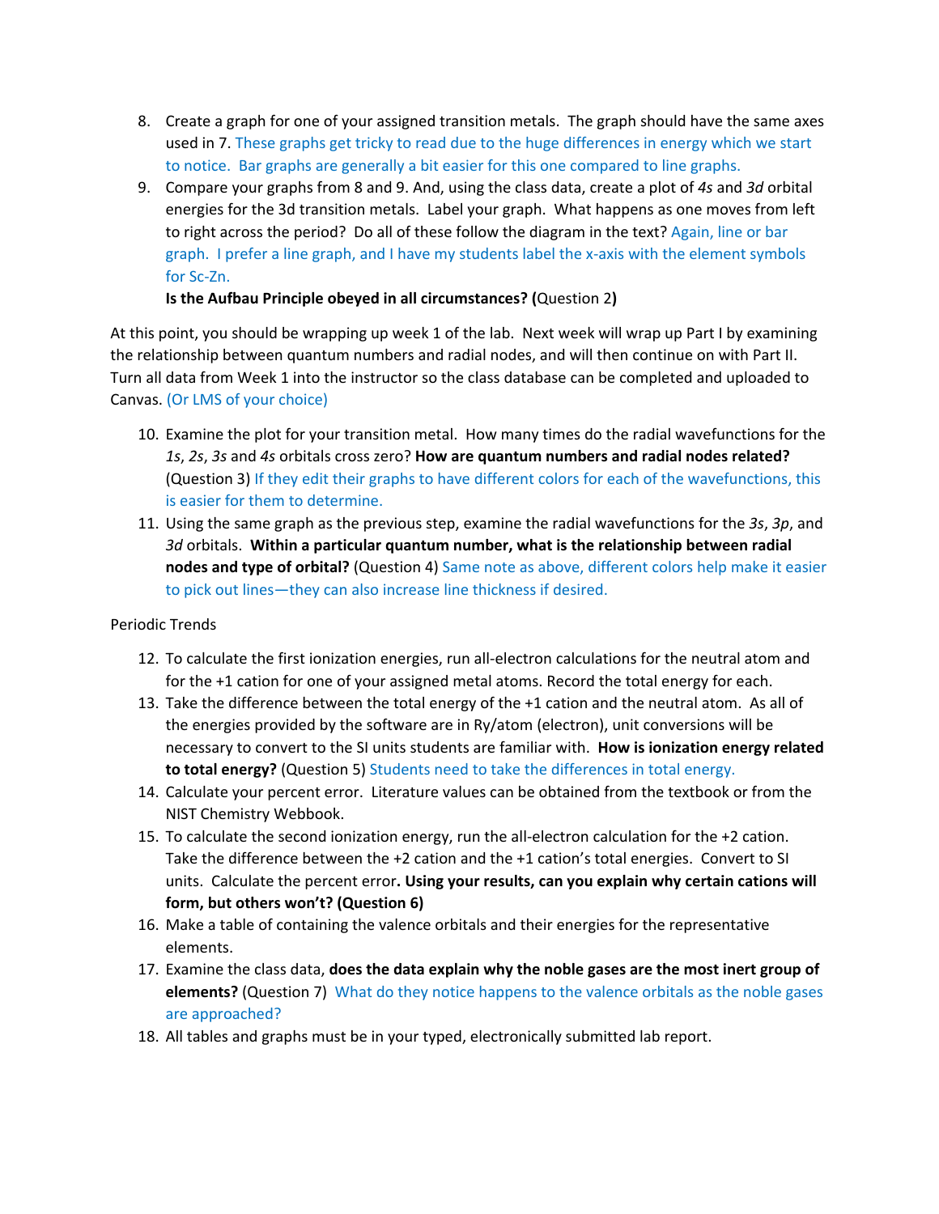8. Create a graph for one of your assigned transition metals. The graph should have the same axes used in 7. These graphs get tricky to read due to the huge differences in energy which we start to notice. Bar graphs are generally a bit easier for this one compared to line graphs.
9. Compare your graphs from 8 and 9. And, using the class data, create a plot of *4s* and *3d* orbital energies for the 3d transition metals. Label your graph. What happens as one moves from left to right across the period? Do all of these follow the diagram in the text? Again, line or bar graph. I prefer a line graph, and I have my students label the x-axis with the element symbols for Sc-Zn.

   **Is the Aufbau Principle obeyed in all circumstances? (**Question 2**)**

At this point, you should be wrapping up week 1 of the lab. Next week will wrap up Part I by examining the relationship between quantum numbers and radial nodes, and will then continue on with Part II. Turn all data from Week 1 into the instructor so the class database can be completed and uploaded to Canvas. (Or LMS of your choice)

10. Examine the plot for your transition metal. How many times do the radial wavefunctions for the *1s*, *2s*, *3s* and *4s* orbitals cross zero? **How are quantum numbers and radial nodes related?** (Question 3) If they edit their graphs to have different colors for each of the wavefunctions, this is easier for them to determine.
11. Using the same graph as the previous step, examine the radial wavefunctions for the *3s*, *3p*, and *3d* orbitals. **Within a particular quantum number, what is the relationship between radial nodes and type of orbital?** (Question 4) Same note as above, different colors help make it easier to pick out lines—they can also increase line thickness if desired.

Periodic Trends

12. To calculate the first ionization energies, run all-electron calculations for the neutral atom and for the +1 cation for one of your assigned metal atoms. Record the total energy for each.
13. Take the difference between the total energy of the +1 cation and the neutral atom. As all of the energies provided by the software are in Ry/atom (electron), unit conversions will be necessary to convert to the SI units students are familiar with. **How is ionization energy related to total energy?** (Question 5) Students need to take the differences in total energy.
14. Calculate your percent error. Literature values can be obtained from the textbook or from the NIST Chemistry Webbook.
15. To calculate the second ionization energy, run the all-electron calculation for the +2 cation. Take the difference between the +2 cation and the +1 cation's total energies. Convert to SI units. Calculate the percent error**. Using your results, can you explain why certain cations will form, but others won't? (Question 6)**
16. Make a table of containing the valence orbitals and their energies for the representative elements.
17. Examine the class data, **does the data explain why the noble gases are the most inert group of elements?** (Question 7) What do they notice happens to the valence orbitals as the noble gases are approached?
18. All tables and graphs must be in your typed, electronically submitted lab report.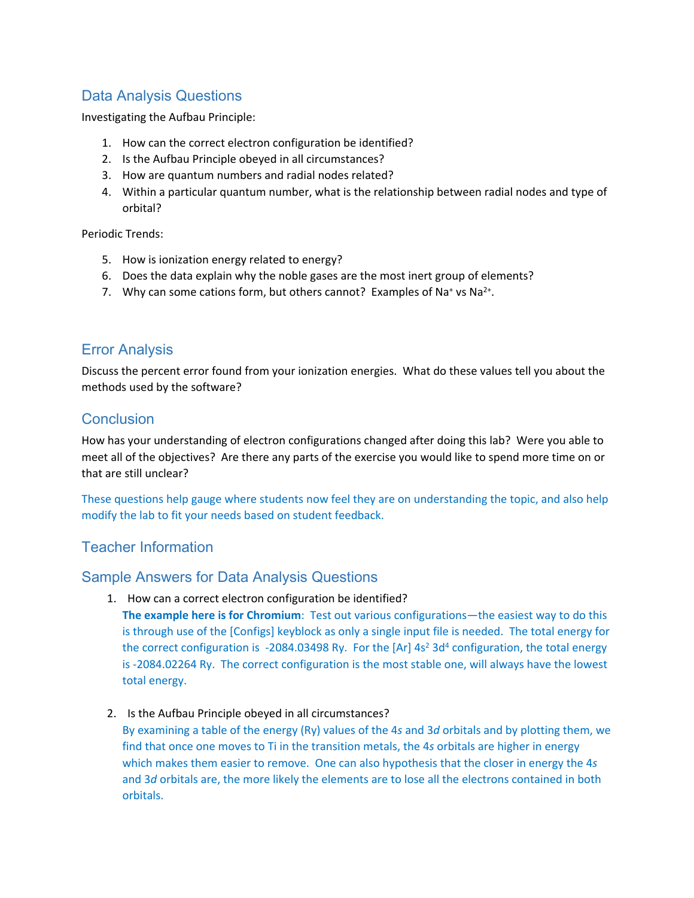## Data Analysis Questions

Investigating the Aufbau Principle:

1. How can the correct electron configuration be identified?
2. Is the Aufbau Principle obeyed in all circumstances?
3. How are quantum numbers and radial nodes related?
4. Within a particular quantum number, what is the relationship between radial nodes and type of orbital?

Periodic Trends:

5. How is ionization energy related to energy?
6. Does the data explain why the noble gases are the most inert group of elements?
7. Why can some cations form, but others cannot? Examples of $Na^{+}$ vs $Na^{2+}$.

## Error Analysis

Discuss the percent error found from your ionization energies. What do these values tell you about the methods used by the software?

## Conclusion

How has your understanding of electron configurations changed after doing this lab? Were you able to meet all of the objectives? Are there any parts of the exercise you would like to spend more time on or that are still unclear?

These questions help gauge where students now feel they are on understanding the topic, and also help modify the lab to fit your needs based on student feedback.

## Teacher Information

## Sample Answers for Data Analysis Questions

1. How can a correct electron configuration be identified?
   **The example here is for Chromium**: Test out various configurations—the easiest way to do this is through use of the [Configs] keyblock as only a single input file is needed. The total energy for the correct configuration is -2084.03498 Ry. For the [Ar] $4s^2$ $3d^4$ configuration, the total energy is -2084.02264 Ry. The correct configuration is the most stable one, will always have the lowest total energy.

2. Is the Aufbau Principle obeyed in all circumstances?
   By examining a table of the energy (Ry) values of the 4*s* and 3*d* orbitals and by plotting them, we find that once one moves to Ti in the transition metals, the 4*s* orbitals are higher in energy which makes them easier to remove. One can also hypothesis that the closer in energy the 4*s* and 3*d* orbitals are, the more likely the elements are to lose all the electrons contained in both orbitals.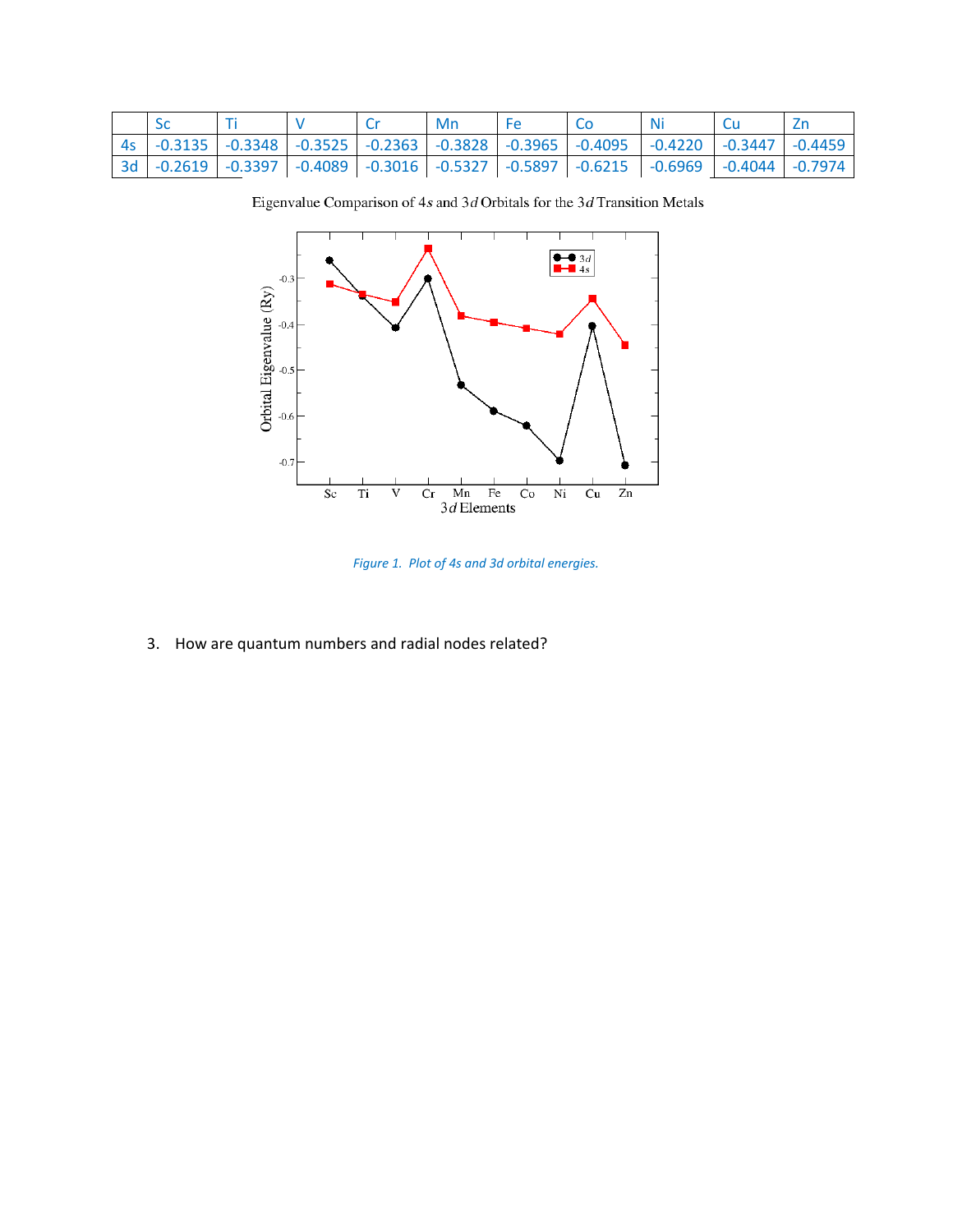| | Sc | Ti | V | Cr | Mn | Fe | Co | Ni | Cu | Zn |
|---|---|---|---|---|---|---|---|---|---|---|
| 4s | -0.3135 | -0.3348 | -0.3525 | -0.2363 | -0.3828 | -0.3965 | -0.4095 | -0.4220 | -0.3447 | -0.4459 |
| 3d | -0.2619 | -0.3397 | -0.4089 | -0.3016 | -0.5327 | -0.5897 | -0.6215 | -0.6969 | -0.4044 | -0.7974 |

Eigenvalue Comparison of $4s$ and $3d$ Orbitals for the $3d$ Transition Metals

*Figure 1. Plot of 4s and 3d orbital energies.*

3. How are quantum numbers and radial nodes related?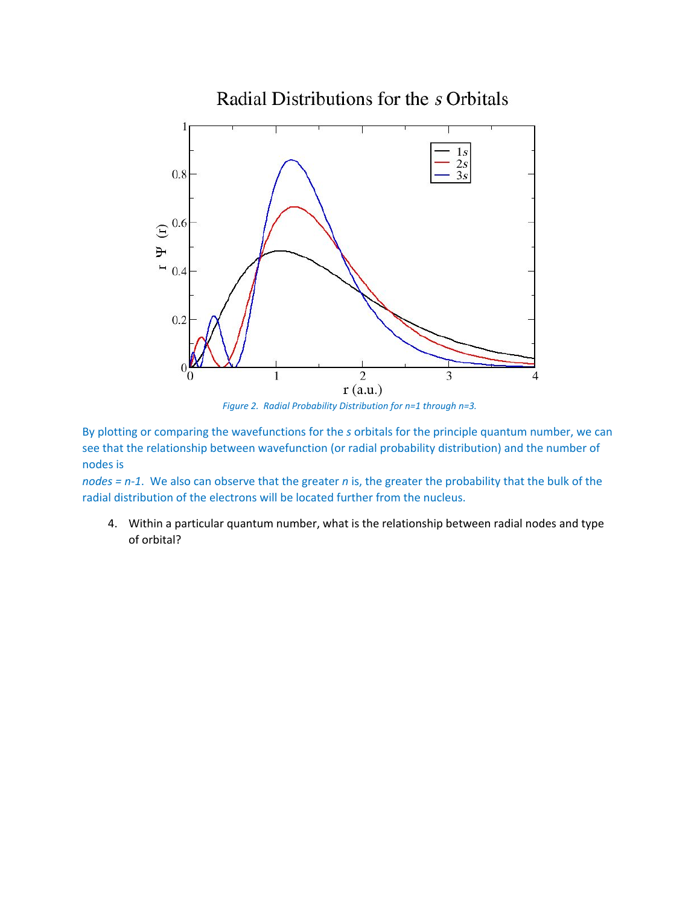Figure 2. Radial Probability Distribution for n=1 through n=3.

By plotting or comparing the wavefunctions for the *s* orbitals for the principle quantum number, we can see that the relationship between wavefunction (or radial probability distribution) and the number of nodes is

*nodes = n-1*. We also can observe that the greater *n* is, the greater the probability that the bulk of the radial distribution of the electrons will be located further from the nucleus.

4. Within a particular quantum number, what is the relationship between radial nodes and type of orbital?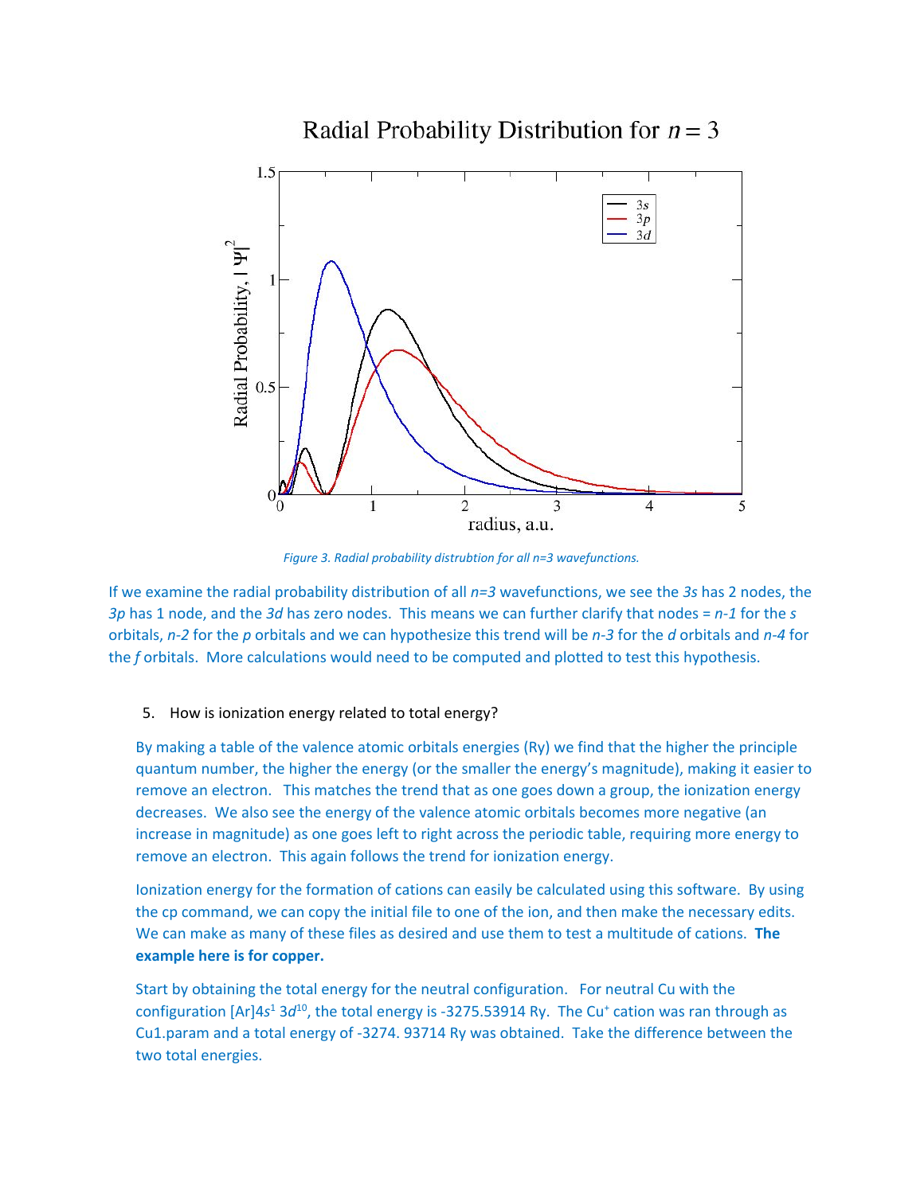Figure 3. Radial probability distrubtion for all n=3 wavefunctions.

If we examine the radial probability distribution of all *n=3* wavefunctions, we see the *3s* has 2 nodes, the *3p* has 1 node, and the *3d* has zero nodes. This means we can further clarify that nodes = *n-1* for the *s* orbitals, *n-2* for the *p* orbitals and we can hypothesize this trend will be *n-3* for the *d* orbitals and *n-4* for the *f* orbitals. More calculations would need to be computed and plotted to test this hypothesis.

5. How is ionization energy related to total energy?

By making a table of the valence atomic orbitals energies (Ry) we find that the higher the principle quantum number, the higher the energy (or the smaller the energy's magnitude), making it easier to remove an electron. This matches the trend that as one goes down a group, the ionization energy decreases. We also see the energy of the valence atomic orbitals becomes more negative (an increase in magnitude) as one goes left to right across the periodic table, requiring more energy to remove an electron. This again follows the trend for ionization energy.

Ionization energy for the formation of cations can easily be calculated using this software. By using the cp command, we can copy the initial file to one of the ion, and then make the necessary edits. We can make as many of these files as desired and use them to test a multitude of cations. **The example here is for copper.**

Start by obtaining the total energy for the neutral configuration. For neutral Cu with the configuration [Ar]$4s^1$ $3d^{10}$, the total energy is -3275.53914 Ry. The $Cu^+$ cation was ran through as Cu1.param and a total energy of -3274. 93714 Ry was obtained. Take the difference between the two total energies.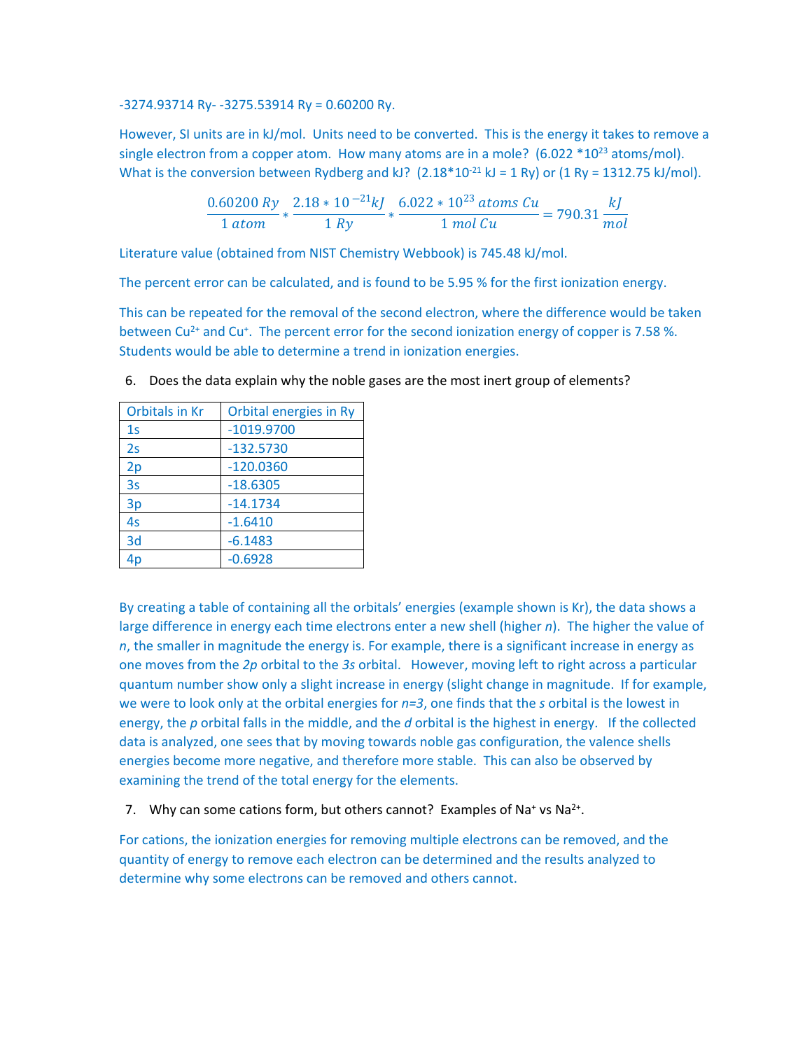-3274.93714 Ry- -3275.53914 Ry = 0.60200 Ry.

However, SI units are in kJ/mol. Units need to be converted. This is the energy it takes to remove a single electron from a copper atom. How many atoms are in a mole? ($6.022 * 10^{23}$ atoms/mol). What is the conversion between Rydberg and kJ? ($2.18*10^{-21}$ kJ = 1 Ry) or (1 Ry = 1312.75 kJ/mol).

$$\frac{0.60200\ Ry}{1\ atom} * \frac{2.18 * 10^{-21} kJ}{1\ Ry} * \frac{6.022 * 10^{23}\ atoms\ Cu}{1\ mol\ Cu} = 790.31\ \frac{kJ}{mol}$$

Literature value (obtained from NIST Chemistry Webbook) is 745.48 kJ/mol.

The percent error can be calculated, and is found to be 5.95 % for the first ionization energy.

This can be repeated for the removal of the second electron, where the difference would be taken between $Cu^{2+}$ and $Cu^{+}$. The percent error for the second ionization energy of copper is 7.58 %. Students would be able to determine a trend in ionization energies.

6. Does the data explain why the noble gases are the most inert group of elements?

| Orbitals in Kr | Orbital energies in Ry |
|---|---|
| 1s | -1019.9700 |
| 2s | -132.5730 |
| 2p | -120.0360 |
| 3s | -18.6305 |
| 3p | -14.1734 |
| 4s | -1.6410 |
| 3d | -6.1483 |
| 4p | -0.6928 |

By creating a table of containing all the orbitals' energies (example shown is Kr), the data shows a large difference in energy each time electrons enter a new shell (higher $n$). The higher the value of $n$, the smaller in magnitude the energy is. For example, there is a significant increase in energy as one moves from the *2p* orbital to the *3s* orbital. However, moving left to right across a particular quantum number show only a slight increase in energy (slight change in magnitude. If for example, we were to look only at the orbital energies for $n=3$, one finds that the *s* orbital is the lowest in energy, the *p* orbital falls in the middle, and the *d* orbital is the highest in energy. If the collected data is analyzed, one sees that by moving towards noble gas configuration, the valence shells energies become more negative, and therefore more stable. This can also be observed by examining the trend of the total energy for the elements.

7. Why can some cations form, but others cannot? Examples of $Na^{+}$ vs $Na^{2+}$.

For cations, the ionization energies for removing multiple electrons can be removed, and the quantity of energy to remove each electron can be determined and the results analyzed to determine why some electrons can be removed and others cannot.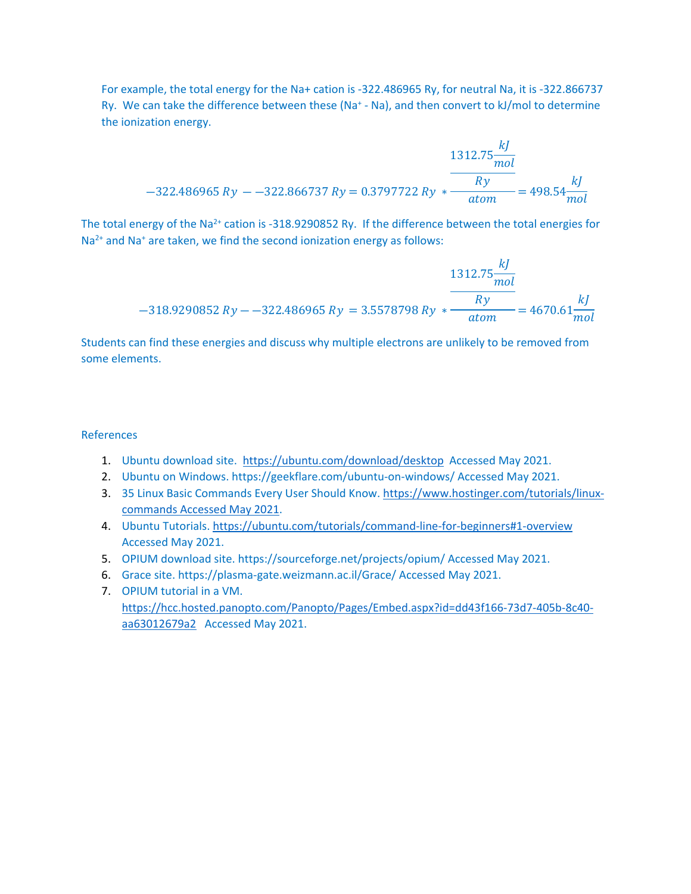For example, the total energy for the Na+ cation is -322.486965 Ry, for neutral Na, it is -322.866737 Ry. We can take the difference between these ($Na^+$ - Na), and then convert to kJ/mol to determine the ionization energy.

$$-322.486965\ Ry - -322.866737\ Ry = 0.3797722\ Ry * \frac{1312.75 \frac{kJ}{mol}}{\frac{Ry}{atom}} = 498.54 \frac{kJ}{mol}$$

The total energy of the $Na^{2+}$ cation is -318.9290852 Ry. If the difference between the total energies for $Na^{2+}$ and $Na^+$ are taken, we find the second ionization energy as follows:

$$-318.9290852\ Ry - -322.486965\ Ry = 3.5578798\ Ry * \frac{1312.75 \frac{kJ}{mol}}{\frac{Ry}{atom}} = 4670.61 \frac{kJ}{mol}$$

Students can find these energies and discuss why multiple electrons are unlikely to be removed from some elements.

References

1. Ubuntu download site. https://ubuntu.com/download/desktop Accessed May 2021.
2. Ubuntu on Windows. https://geekflare.com/ubuntu-on-windows/ Accessed May 2021.
3. 35 Linux Basic Commands Every User Should Know. https://www.hostinger.com/tutorials/linux-commands Accessed May 2021.
4. Ubuntu Tutorials. https://ubuntu.com/tutorials/command-line-for-beginners#1-overview Accessed May 2021.
5. OPIUM download site. https://sourceforge.net/projects/opium/ Accessed May 2021.
6. Grace site. https://plasma-gate.weizmann.ac.il/Grace/ Accessed May 2021.
7. OPIUM tutorial in a VM. https://hcc.hosted.panopto.com/Panopto/Pages/Embed.aspx?id=dd43f166-73d7-405b-8c40-aa63012679a2 Accessed May 2021.